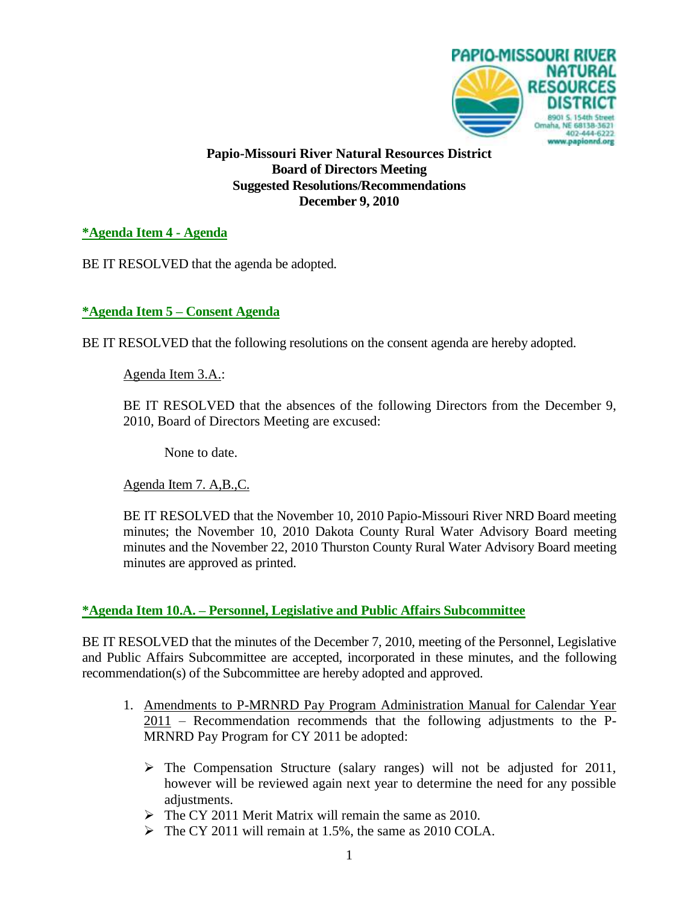**Papio-Missouri River Natural Resources District**
**Board of Directors Meeting**
**Suggested Resolutions/Recommendations**
**December 9, 2010**

**\*Agenda Item 4 - Agenda**

BE IT RESOLVED that the agenda be adopted.

**\*Agenda Item 5 – Consent Agenda**

BE IT RESOLVED that the following resolutions on the consent agenda are hereby adopted.

Agenda Item 3.A.:

BE IT RESOLVED that the absences of the following Directors from the December 9, 2010, Board of Directors Meeting are excused:

None to date.

Agenda Item 7. A,B.,C.

BE IT RESOLVED that the November 10, 2010 Papio-Missouri River NRD Board meeting minutes; the November 10, 2010 Dakota County Rural Water Advisory Board meeting minutes and the November 22, 2010 Thurston County Rural Water Advisory Board meeting minutes are approved as printed.

**\*Agenda Item 10.A. – Personnel, Legislative and Public Affairs Subcommittee**

BE IT RESOLVED that the minutes of the December 7, 2010, meeting of the Personnel, Legislative and Public Affairs Subcommittee are accepted, incorporated in these minutes, and the following recommendation(s) of the Subcommittee are hereby adopted and approved.

1. Amendments to P-MRNRD Pay Program Administration Manual for Calendar Year 2011 – Recommendation recommends that the following adjustments to the P-MRNRD Pay Program for CY 2011 be adopted:
   - The Compensation Structure (salary ranges) will not be adjusted for 2011, however will be reviewed again next year to determine the need for any possible adjustments.
   - The CY 2011 Merit Matrix will remain the same as 2010.
   - The CY 2011 will remain at 1.5%, the same as 2010 COLA.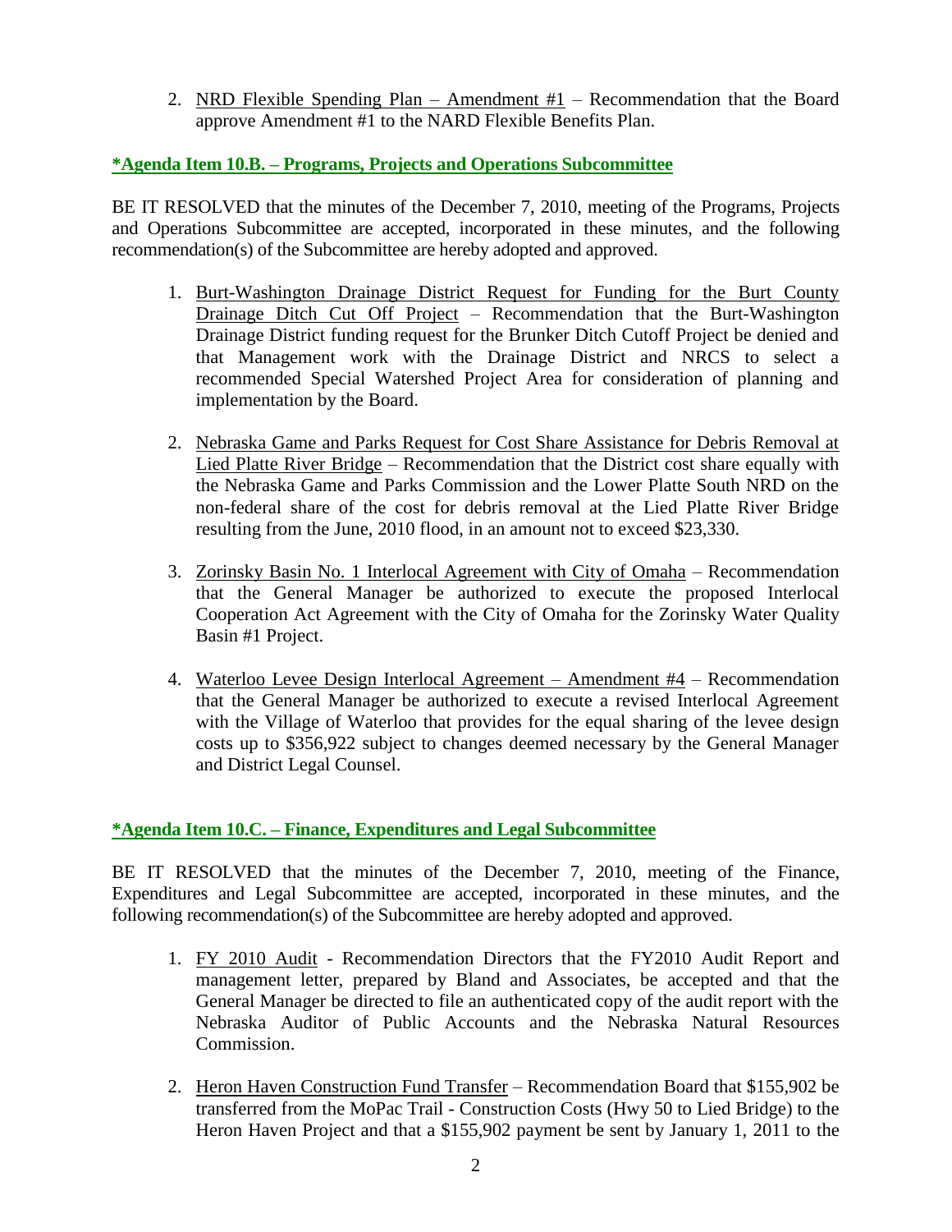2. NRD Flexible Spending Plan – Amendment #1 – Recommendation that the Board approve Amendment #1 to the NARD Flexible Benefits Plan.

**\*Agenda Item 10.B. – Programs, Projects and Operations Subcommittee**

BE IT RESOLVED that the minutes of the December 7, 2010, meeting of the Programs, Projects and Operations Subcommittee are accepted, incorporated in these minutes, and the following recommendation(s) of the Subcommittee are hereby adopted and approved.

1. Burt-Washington Drainage District Request for Funding for the Burt County Drainage Ditch Cut Off Project – Recommendation that the Burt-Washington Drainage District funding request for the Brunker Ditch Cutoff Project be denied and that Management work with the Drainage District and NRCS to select a recommended Special Watershed Project Area for consideration of planning and implementation by the Board.

2. Nebraska Game and Parks Request for Cost Share Assistance for Debris Removal at Lied Platte River Bridge – Recommendation that the District cost share equally with the Nebraska Game and Parks Commission and the Lower Platte South NRD on the non-federal share of the cost for debris removal at the Lied Platte River Bridge resulting from the June, 2010 flood, in an amount not to exceed $23,330.

3. Zorinsky Basin No. 1 Interlocal Agreement with City of Omaha – Recommendation that the General Manager be authorized to execute the proposed Interlocal Cooperation Act Agreement with the City of Omaha for the Zorinsky Water Quality Basin #1 Project.

4. Waterloo Levee Design Interlocal Agreement – Amendment #4 – Recommendation that the General Manager be authorized to execute a revised Interlocal Agreement with the Village of Waterloo that provides for the equal sharing of the levee design costs up to $356,922 subject to changes deemed necessary by the General Manager and District Legal Counsel.

**\*Agenda Item 10.C. – Finance, Expenditures and Legal Subcommittee**

BE IT RESOLVED that the minutes of the December 7, 2010, meeting of the Finance, Expenditures and Legal Subcommittee are accepted, incorporated in these minutes, and the following recommendation(s) of the Subcommittee are hereby adopted and approved.

1. FY 2010 Audit - Recommendation Directors that the FY2010 Audit Report and management letter, prepared by Bland and Associates, be accepted and that the General Manager be directed to file an authenticated copy of the audit report with the Nebraska Auditor of Public Accounts and the Nebraska Natural Resources Commission.

2. Heron Haven Construction Fund Transfer – Recommendation Board that $155,902 be transferred from the MoPac Trail - Construction Costs (Hwy 50 to Lied Bridge) to the Heron Haven Project and that a $155,902 payment be sent by January 1, 2011 to the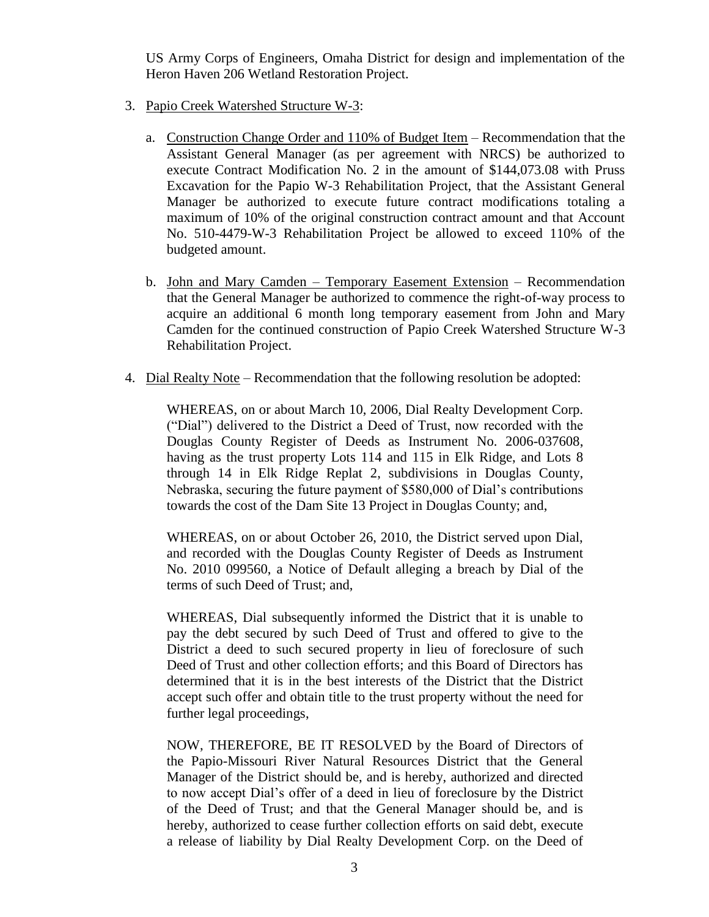US Army Corps of Engineers, Omaha District for design and implementation of the Heron Haven 206 Wetland Restoration Project.

3. Papio Creek Watershed Structure W-3:

   a. Construction Change Order and 110% of Budget Item – Recommendation that the Assistant General Manager (as per agreement with NRCS) be authorized to execute Contract Modification No. 2 in the amount of $144,073.08 with Pruss Excavation for the Papio W-3 Rehabilitation Project, that the Assistant General Manager be authorized to execute future contract modifications totaling a maximum of 10% of the original construction contract amount and that Account No. 510-4479-W-3 Rehabilitation Project be allowed to exceed 110% of the budgeted amount.

   b. John and Mary Camden – Temporary Easement Extension – Recommendation that the General Manager be authorized to commence the right-of-way process to acquire an additional 6 month long temporary easement from John and Mary Camden for the continued construction of Papio Creek Watershed Structure W-3 Rehabilitation Project.

4. Dial Realty Note – Recommendation that the following resolution be adopted:

   WHEREAS, on or about March 10, 2006, Dial Realty Development Corp. ("Dial") delivered to the District a Deed of Trust, now recorded with the Douglas County Register of Deeds as Instrument No. 2006-037608, having as the trust property Lots 114 and 115 in Elk Ridge, and Lots 8 through 14 in Elk Ridge Replat 2, subdivisions in Douglas County, Nebraska, securing the future payment of $580,000 of Dial's contributions towards the cost of the Dam Site 13 Project in Douglas County; and,

   WHEREAS, on or about October 26, 2010, the District served upon Dial, and recorded with the Douglas County Register of Deeds as Instrument No. 2010 099560, a Notice of Default alleging a breach by Dial of the terms of such Deed of Trust; and,

   WHEREAS, Dial subsequently informed the District that it is unable to pay the debt secured by such Deed of Trust and offered to give to the District a deed to such secured property in lieu of foreclosure of such Deed of Trust and other collection efforts; and this Board of Directors has determined that it is in the best interests of the District that the District accept such offer and obtain title to the trust property without the need for further legal proceedings,

   NOW, THEREFORE, BE IT RESOLVED by the Board of Directors of the Papio-Missouri River Natural Resources District that the General Manager of the District should be, and is hereby, authorized and directed to now accept Dial's offer of a deed in lieu of foreclosure by the District of the Deed of Trust; and that the General Manager should be, and is hereby, authorized to cease further collection efforts on said debt, execute a release of liability by Dial Realty Development Corp. on the Deed of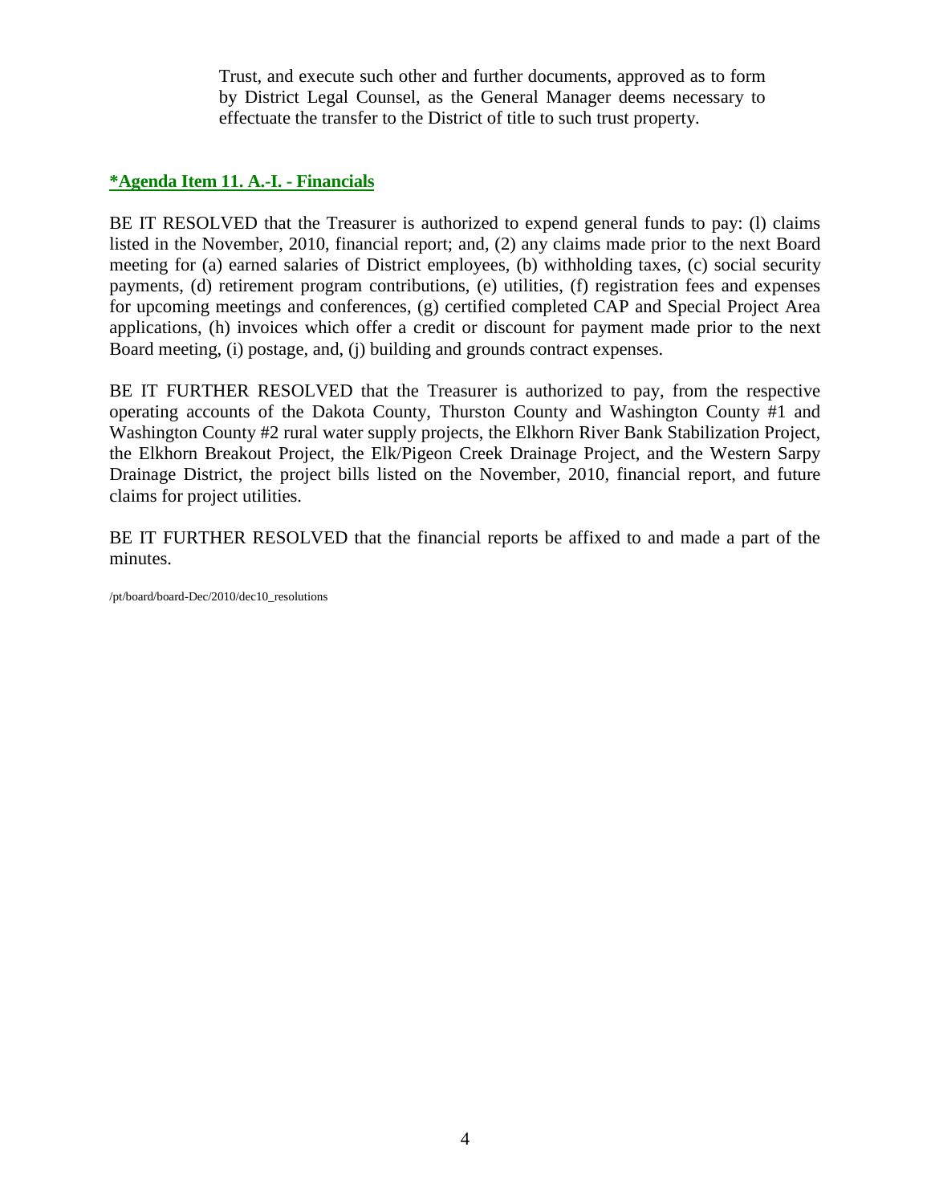Trust, and execute such other and further documents, approved as to form by District Legal Counsel, as the General Manager deems necessary to effectuate the transfer to the District of title to such trust property.

**\*Agenda Item 11. A.-I. - Financials**

BE IT RESOLVED that the Treasurer is authorized to expend general funds to pay: (l) claims listed in the November, 2010, financial report; and, (2) any claims made prior to the next Board meeting for (a) earned salaries of District employees, (b) withholding taxes, (c) social security payments, (d) retirement program contributions, (e) utilities, (f) registration fees and expenses for upcoming meetings and conferences, (g) certified completed CAP and Special Project Area applications, (h) invoices which offer a credit or discount for payment made prior to the next Board meeting, (i) postage, and, (j) building and grounds contract expenses.

BE IT FURTHER RESOLVED that the Treasurer is authorized to pay, from the respective operating accounts of the Dakota County, Thurston County and Washington County #1 and Washington County #2 rural water supply projects, the Elkhorn River Bank Stabilization Project, the Elkhorn Breakout Project, the Elk/Pigeon Creek Drainage Project, and the Western Sarpy Drainage District, the project bills listed on the November, 2010, financial report, and future claims for project utilities.

BE IT FURTHER RESOLVED that the financial reports be affixed to and made a part of the minutes.

/pt/board/board-Dec/2010/dec10_resolutions